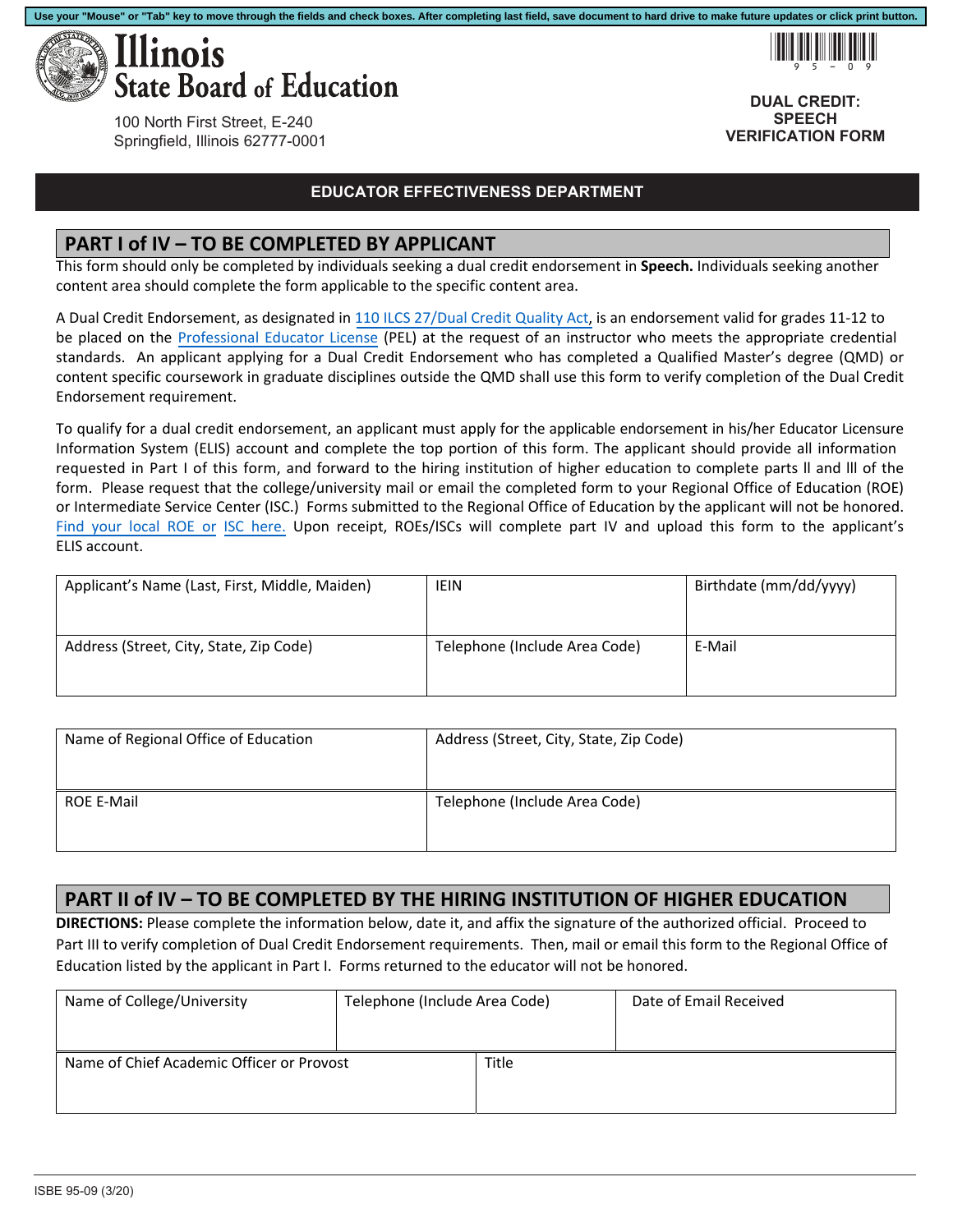Use your "Mouse" or "Tab" key to move through the fields and check boxes. After completing last field, save document to hard drive to make future updates or click print button.

# Illinois State Board of Education

100 North First Street, E-240
Springfield, Illinois 62777-0001

**DUAL CREDIT: SPEECH VERIFICATION FORM**

**EDUCATOR EFFECTIVENESS DEPARTMENT**

## PART I of IV – TO BE COMPLETED BY APPLICANT

This form should only be completed by individuals seeking a dual credit endorsement in **Speech.** Individuals seeking another content area should complete the form applicable to the specific content area.

A Dual Credit Endorsement, as designated in 110 ILCS 27/Dual Credit Quality Act, is an endorsement valid for grades 11-12 to be placed on the Professional Educator License (PEL) at the request of an instructor who meets the appropriate credential standards. An applicant applying for a Dual Credit Endorsement who has completed a Qualified Master's degree (QMD) or content specific coursework in graduate disciplines outside the QMD shall use this form to verify completion of the Dual Credit Endorsement requirement.

To qualify for a dual credit endorsement, an applicant must apply for the applicable endorsement in his/her Educator Licensure Information System (ELIS) account and complete the top portion of this form. The applicant should provide all information requested in Part I of this form, and forward to the hiring institution of higher education to complete parts ll and lll of the form. Please request that the college/university mail or email the completed form to your Regional Office of Education (ROE) or Intermediate Service Center (ISC.) Forms submitted to the Regional Office of Education by the applicant will not be honored. Find your local ROE or ISC here. Upon receipt, ROEs/ISCs will complete part IV and upload this form to the applicant's ELIS account.

| Applicant's Name (Last, First, Middle, Maiden) | IEIN | Birthdate (mm/dd/yyyy) |
|---|---|---|
| Address (Street, City, State, Zip Code) | Telephone (Include Area Code) | E-Mail |

| Name of Regional Office of Education | Address (Street, City, State, Zip Code) |
|---|---|
| ROE E-Mail | Telephone (Include Area Code) |

## PART II of IV – TO BE COMPLETED BY THE HIRING INSTITUTION OF HIGHER EDUCATION

**DIRECTIONS:** Please complete the information below, date it, and affix the signature of the authorized official. Proceed to Part III to verify completion of Dual Credit Endorsement requirements. Then, mail or email this form to the Regional Office of Education listed by the applicant in Part I. Forms returned to the educator will not be honored.

| Name of College/University | Telephone (Include Area Code) | Date of Email Received |
|---|---|---|
| Name of Chief Academic Officer or Provost | Title | |

ISBE 95-09 (3/20)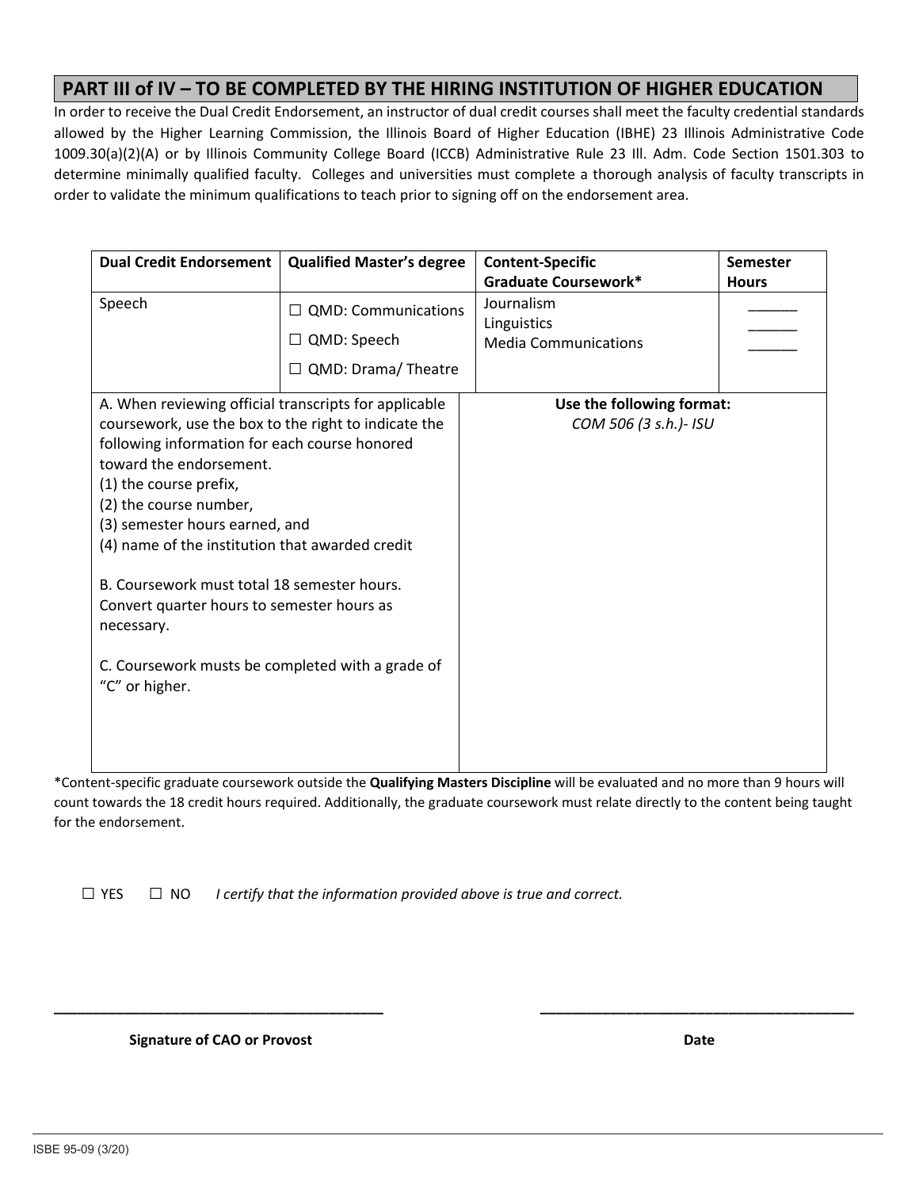## PART III of IV – TO BE COMPLETED BY THE HIRING INSTITUTION OF HIGHER EDUCATION

In order to receive the Dual Credit Endorsement, an instructor of dual credit courses shall meet the faculty credential standards allowed by the Higher Learning Commission, the Illinois Board of Higher Education (IBHE) 23 Illinois Administrative Code 1009.30(a)(2)(A) or by Illinois Community College Board (ICCB) Administrative Rule 23 Ill. Adm. Code Section 1501.303 to determine minimally qualified faculty. Colleges and universities must complete a thorough analysis of faculty transcripts in order to validate the minimum qualifications to teach prior to signing off on the endorsement area.

| Dual Credit Endorsement | Qualified Master's degree | Content-Specific Graduate Coursework* | Semester Hours |
|---|---|---|---|
| Speech | ☐ QMD: Communications<br>☐ QMD: Speech<br>☐ QMD: Drama/ Theatre | Journalism<br>Linguistics<br>Media Communications | ______<br>______<br>______ |

| A. When reviewing official transcripts for applicable coursework, use the box to the right to indicate the following information for each course honored toward the endorsement.<br>(1) the course prefix,<br>(2) the course number,<br>(3) semester hours earned, and<br>(4) name of the institution that awarded credit<br><br>B. Coursework must total 18 semester hours. Convert quarter hours to semester hours as necessary.<br><br>C. Coursework musts be completed with a grade of "C" or higher. | **Use the following format:**<br>*COM 506 (3 s.h.)- ISU* |
|---|---|

*Content-specific graduate coursework outside the **Qualifying Masters Discipline** will be evaluated and no more than 9 hours will count towards the 18 credit hours required. Additionally, the graduate coursework must relate directly to the content being taught for the endorsement.

☐ YES ☐ NO *I certify that the information provided above is true and correct.*

________________________________________ ________________________________________

**Signature of CAO or Provost** **Date**

ISBE 95-09 (3/20)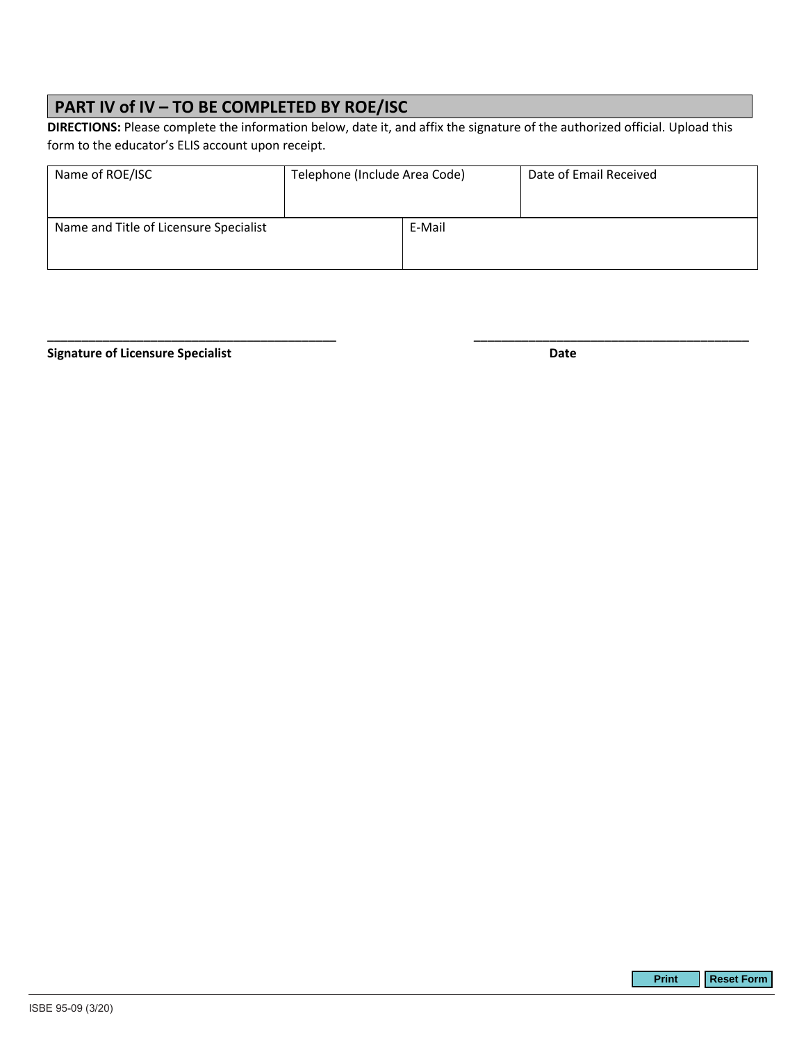## PART IV of IV – TO BE COMPLETED BY ROE/ISC

**DIRECTIONS:** Please complete the information below, date it, and affix the signature of the authorized official. Upload this form to the educator's ELIS account upon receipt.

| Name of ROE/ISC | Telephone (Include Area Code) | Date of Email Received |
|---|---|---|
| | | |

| Name and Title of Licensure Specialist | E-Mail |
|---|---|
| | |

\_\_\_\_\_\_\_\_\_\_\_\_\_\_\_\_\_\_\_\_\_\_\_\_\_\_\_\_\_\_\_\_\_\_\_\_\_\_\_\_\_\_ &nbsp;&nbsp;&nbsp;&nbsp;&nbsp;&nbsp;&nbsp;&nbsp; \_\_\_\_\_\_\_\_\_\_\_\_\_\_\_\_\_\_\_\_\_\_\_\_\_\_\_\_\_\_\_\_\_\_\_\_\_\_\_\_

**Signature of Licensure Specialist** &nbsp;&nbsp;&nbsp;&nbsp;&nbsp;&nbsp;&nbsp;&nbsp; **Date**

Print &nbsp;&nbsp; Reset Form

ISBE 95-09 (3/20)